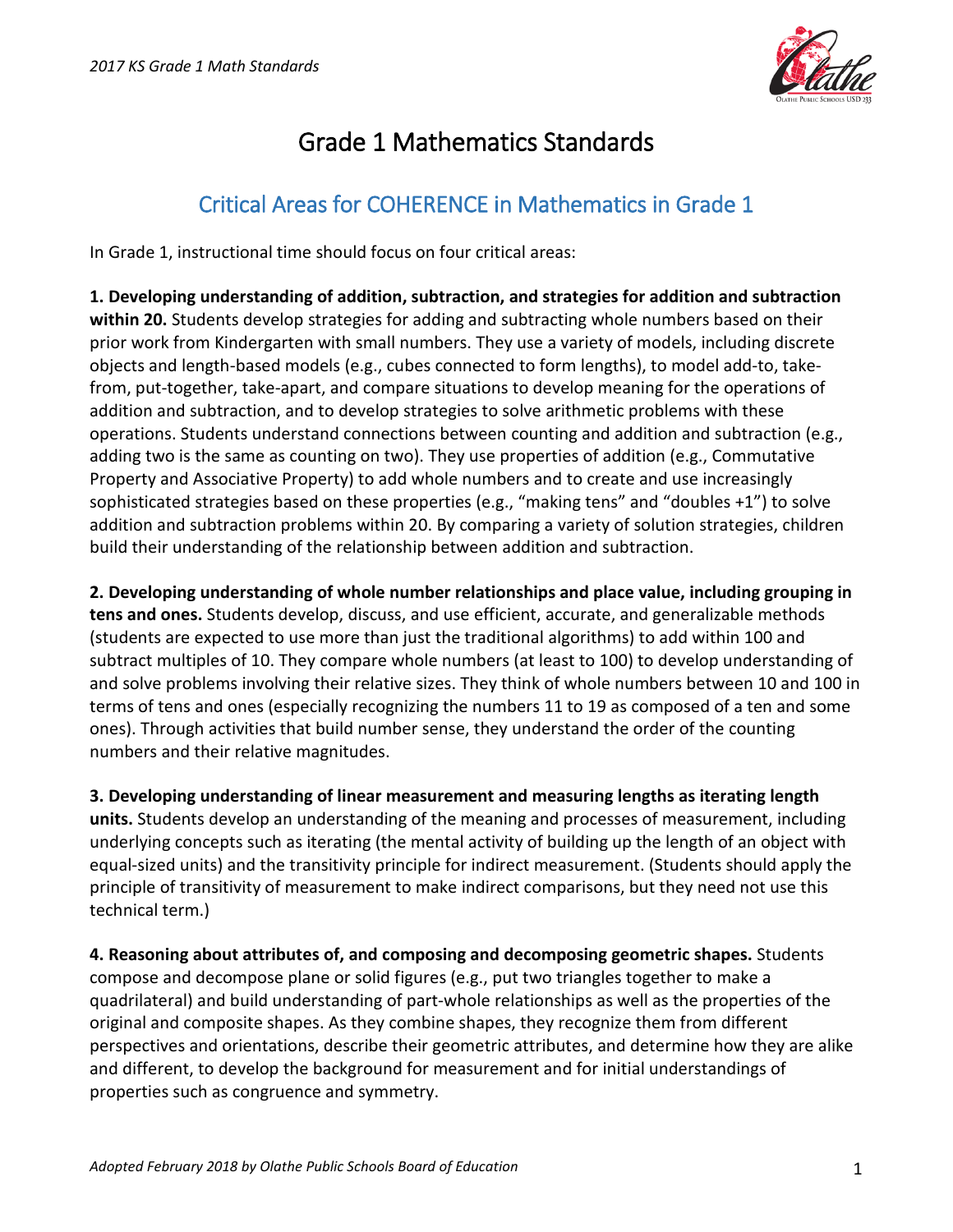# Grade 1 Mathematics Standards

## Critical Areas for COHERENCE in Mathematics in Grade 1

In Grade 1, instructional time should focus on four critical areas:

**1. Developing understanding of addition, subtraction, and strategies for addition and subtraction within 20.** Students develop strategies for adding and subtracting whole numbers based on their prior work from Kindergarten with small numbers. They use a variety of models, including discrete objects and length-based models (e.g., cubes connected to form lengths), to model add-to, take-from, put-together, take-apart, and compare situations to develop meaning for the operations of addition and subtraction, and to develop strategies to solve arithmetic problems with these operations. Students understand connections between counting and addition and subtraction (e.g., adding two is the same as counting on two). They use properties of addition (e.g., Commutative Property and Associative Property) to add whole numbers and to create and use increasingly sophisticated strategies based on these properties (e.g., "making tens" and "doubles +1") to solve addition and subtraction problems within 20. By comparing a variety of solution strategies, children build their understanding of the relationship between addition and subtraction.

**2. Developing understanding of whole number relationships and place value, including grouping in tens and ones.** Students develop, discuss, and use efficient, accurate, and generalizable methods (students are expected to use more than just the traditional algorithms) to add within 100 and subtract multiples of 10. They compare whole numbers (at least to 100) to develop understanding of and solve problems involving their relative sizes. They think of whole numbers between 10 and 100 in terms of tens and ones (especially recognizing the numbers 11 to 19 as composed of a ten and some ones). Through activities that build number sense, they understand the order of the counting numbers and their relative magnitudes.

**3. Developing understanding of linear measurement and measuring lengths as iterating length units.** Students develop an understanding of the meaning and processes of measurement, including underlying concepts such as iterating (the mental activity of building up the length of an object with equal-sized units) and the transitivity principle for indirect measurement. (Students should apply the principle of transitivity of measurement to make indirect comparisons, but they need not use this technical term.)

**4. Reasoning about attributes of, and composing and decomposing geometric shapes.** Students compose and decompose plane or solid figures (e.g., put two triangles together to make a quadrilateral) and build understanding of part-whole relationships as well as the properties of the original and composite shapes. As they combine shapes, they recognize them from different perspectives and orientations, describe their geometric attributes, and determine how they are alike and different, to develop the background for measurement and for initial understandings of properties such as congruence and symmetry.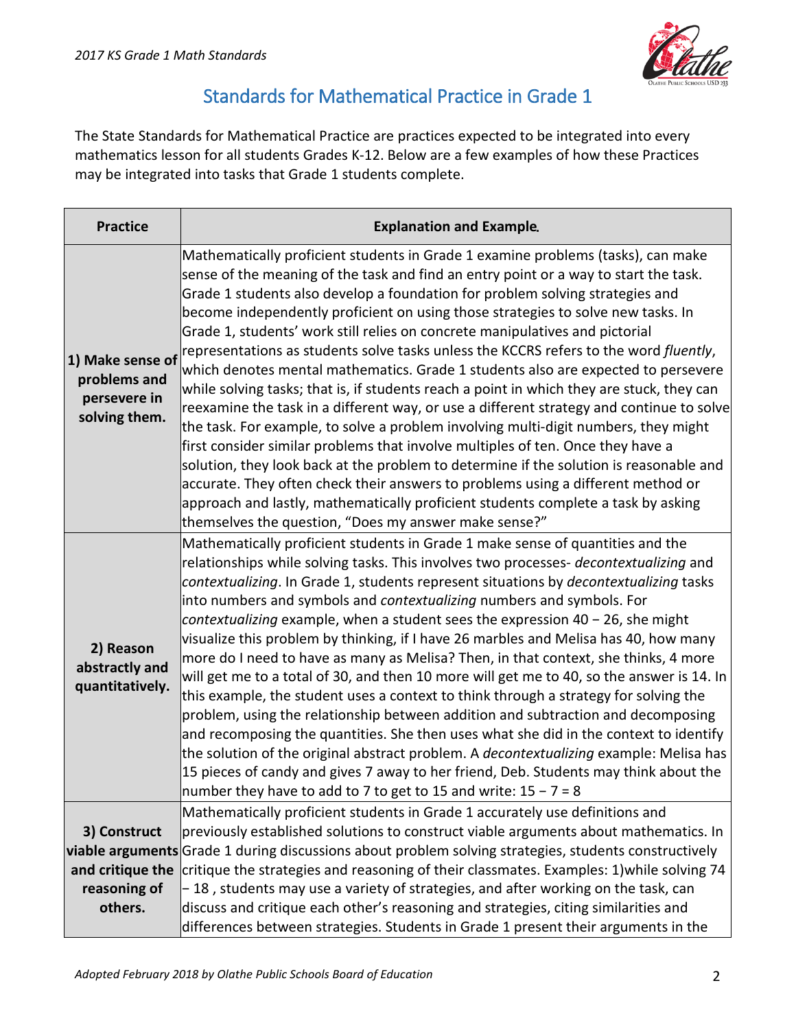## Standards for Mathematical Practice in Grade 1

The State Standards for Mathematical Practice are practices expected to be integrated into every mathematics lesson for all students Grades K-12. Below are a few examples of how these Practices may be integrated into tasks that Grade 1 students complete.

| Practice | Explanation and Example. |
|---|---|
| **1) Make sense of problems and persevere in solving them.** | Mathematically proficient students in Grade 1 examine problems (tasks), can make sense of the meaning of the task and find an entry point or a way to start the task. Grade 1 students also develop a foundation for problem solving strategies and become independently proficient on using those strategies to solve new tasks. In Grade 1, students' work still relies on concrete manipulatives and pictorial representations as students solve tasks unless the KCCRS refers to the word *fluently*, which denotes mental mathematics. Grade 1 students also are expected to persevere while solving tasks; that is, if students reach a point in which they are stuck, they can reexamine the task in a different way, or use a different strategy and continue to solve the task. For example, to solve a problem involving multi-digit numbers, they might first consider similar problems that involve multiples of ten. Once they have a solution, they look back at the problem to determine if the solution is reasonable and accurate. They often check their answers to problems using a different method or approach and lastly, mathematically proficient students complete a task by asking themselves the question, "Does my answer make sense?" |
| **2) Reason abstractly and quantitatively.** | Mathematically proficient students in Grade 1 make sense of quantities and the relationships while solving tasks. This involves two processes- *decontextualizing* and *contextualizing*. In Grade 1, students represent situations by *decontextualizing* tasks into numbers and symbols and *contextualizing* numbers and symbols. For *contextualizing* example, when a student sees the expression 40 − 26, she might visualize this problem by thinking, if I have 26 marbles and Melisa has 40, how many more do I need to have as many as Melisa? Then, in that context, she thinks, 4 more will get me to a total of 30, and then 10 more will get me to 40, so the answer is 14. In this example, the student uses a context to think through a strategy for solving the problem, using the relationship between addition and subtraction and decomposing and recomposing the quantities. She then uses what she did in the context to identify the solution of the original abstract problem. A *decontextualizing* example: Melisa has 15 pieces of candy and gives 7 away to her friend, Deb. Students may think about the number they have to add to 7 to get to 15 and write: 15 − 7 = 8 |
| **3) Construct viable arguments and critique the reasoning of others.** | Mathematically proficient students in Grade 1 accurately use definitions and previously established solutions to construct viable arguments about mathematics. In Grade 1 during discussions about problem solving strategies, students constructively critique the strategies and reasoning of their classmates. Examples: 1)while solving 74 − 18 , students may use a variety of strategies, and after working on the task, can discuss and critique each other's reasoning and strategies, citing similarities and differences between strategies. Students in Grade 1 present their arguments in the |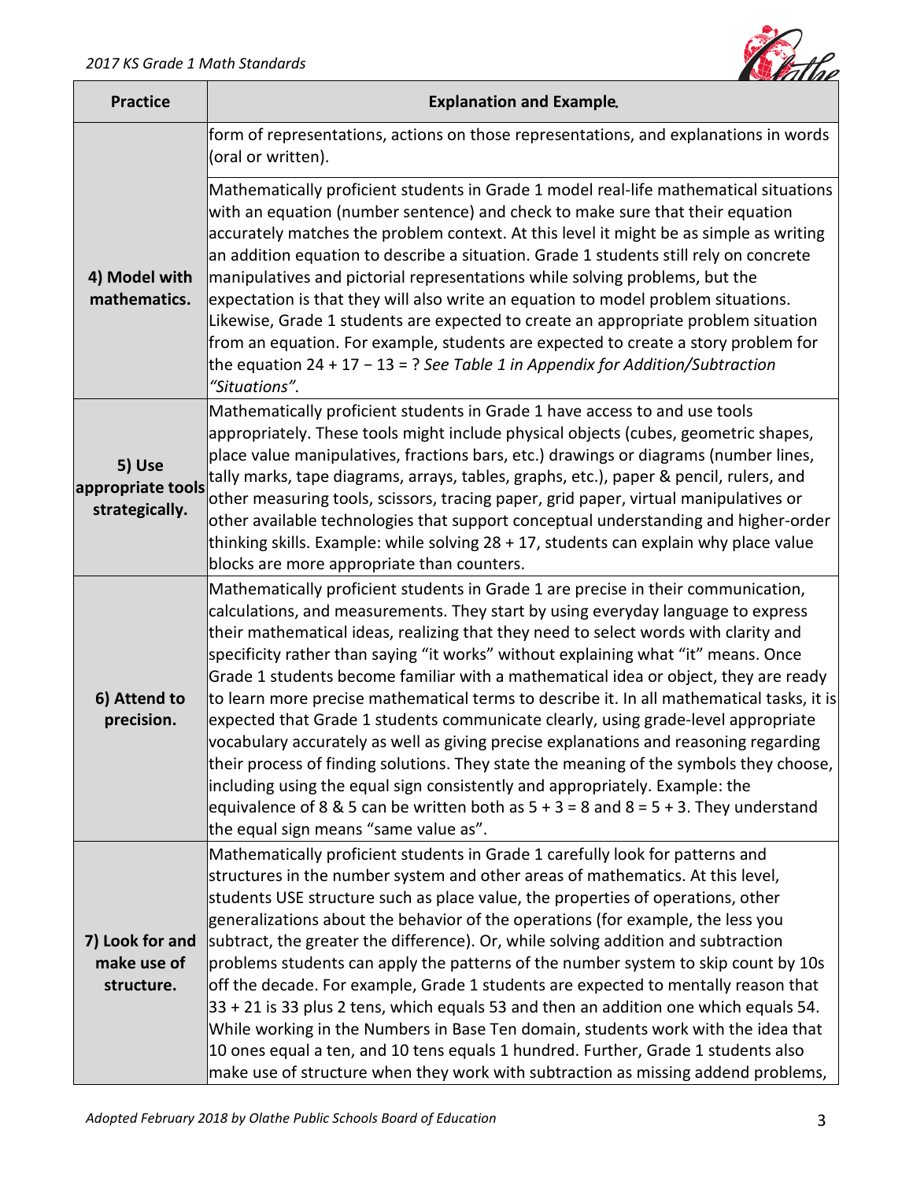| Practice | Explanation and Example |
| --- | --- |
| | form of representations, actions on those representations, and explanations in words (oral or written). |
| **4) Model with mathematics.** | Mathematically proficient students in Grade 1 model real-life mathematical situations with an equation (number sentence) and check to make sure that their equation accurately matches the problem context. At this level it might be as simple as writing an addition equation to describe a situation. Grade 1 students still rely on concrete manipulatives and pictorial representations while solving problems, but the expectation is that they will also write an equation to model problem situations. Likewise, Grade 1 students are expected to create an appropriate problem situation from an equation. For example, students are expected to create a story problem for the equation $24 + 17 - 13 = ?$ *See Table 1 in Appendix for Addition/Subtraction "Situations".* |
| **5) Use appropriate tools strategically.** | Mathematically proficient students in Grade 1 have access to and use tools appropriately. These tools might include physical objects (cubes, geometric shapes, place value manipulatives, fractions bars, etc.) drawings or diagrams (number lines, tally marks, tape diagrams, arrays, tables, graphs, etc.), paper & pencil, rulers, and other measuring tools, scissors, tracing paper, grid paper, virtual manipulatives or other available technologies that support conceptual understanding and higher-order thinking skills. Example: while solving $28 + 17$, students can explain why place value blocks are more appropriate than counters. |
| **6) Attend to precision.** | Mathematically proficient students in Grade 1 are precise in their communication, calculations, and measurements. They start by using everyday language to express their mathematical ideas, realizing that they need to select words with clarity and specificity rather than saying "it works" without explaining what "it" means. Once Grade 1 students become familiar with a mathematical idea or object, they are ready to learn more precise mathematical terms to describe it. In all mathematical tasks, it is expected that Grade 1 students communicate clearly, using grade-level appropriate vocabulary accurately as well as giving precise explanations and reasoning regarding their process of finding solutions. They state the meaning of the symbols they choose, including using the equal sign consistently and appropriately. Example: the equivalence of 8 & 5 can be written both as $5 + 3 = 8$ and $8 = 5 + 3$. They understand the equal sign means "same value as". |
| **7) Look for and make use of structure.** | Mathematically proficient students in Grade 1 carefully look for patterns and structures in the number system and other areas of mathematics. At this level, students USE structure such as place value, the properties of operations, other generalizations about the behavior of the operations (for example, the less you subtract, the greater the difference). Or, while solving addition and subtraction problems students can apply the patterns of the number system to skip count by 10s off the decade. For example, Grade 1 students are expected to mentally reason that $33 + 21$ is 33 plus 2 tens, which equals 53 and then an addition one which equals 54. While working in the Numbers in Base Ten domain, students work with the idea that 10 ones equal a ten, and 10 tens equals 1 hundred. Further, Grade 1 students also make use of structure when they work with subtraction as missing addend problems, |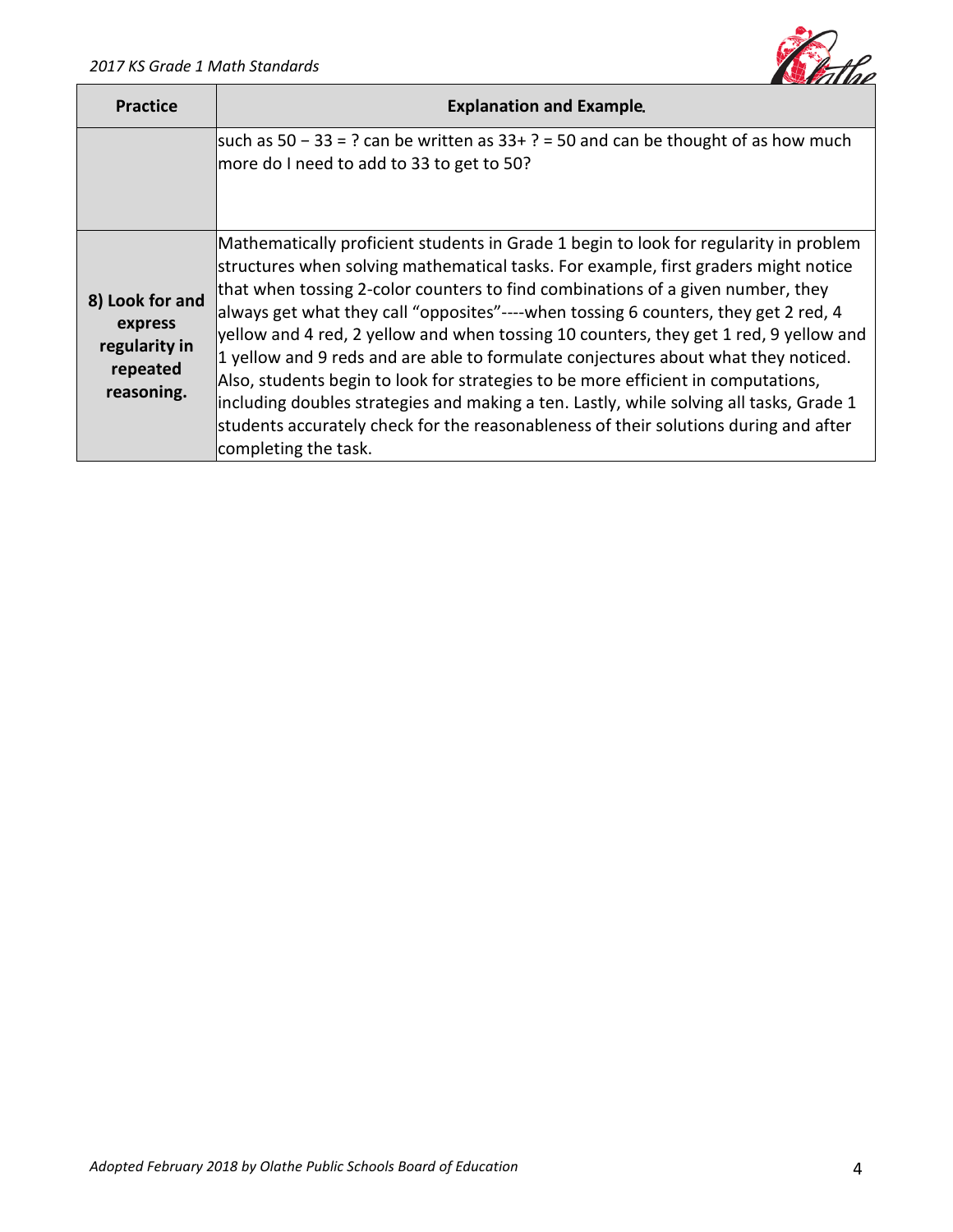| Practice | Explanation and Example |
| --- | --- |
| | such as $50 - 33 = ?$ can be written as $33 + ? = 50$ and can be thought of as how much more do I need to add to 33 to get to 50? |
| **8) Look for and express regularity in repeated reasoning.** | Mathematically proficient students in Grade 1 begin to look for regularity in problem structures when solving mathematical tasks. For example, first graders might notice that when tossing 2-color counters to find combinations of a given number, they always get what they call "opposites"----when tossing 6 counters, they get 2 red, 4 yellow and 4 red, 2 yellow and when tossing 10 counters, they get 1 red, 9 yellow and 1 yellow and 9 reds and are able to formulate conjectures about what they noticed. Also, students begin to look for strategies to be more efficient in computations, including doubles strategies and making a ten. Lastly, while solving all tasks, Grade 1 students accurately check for the reasonableness of their solutions during and after completing the task. |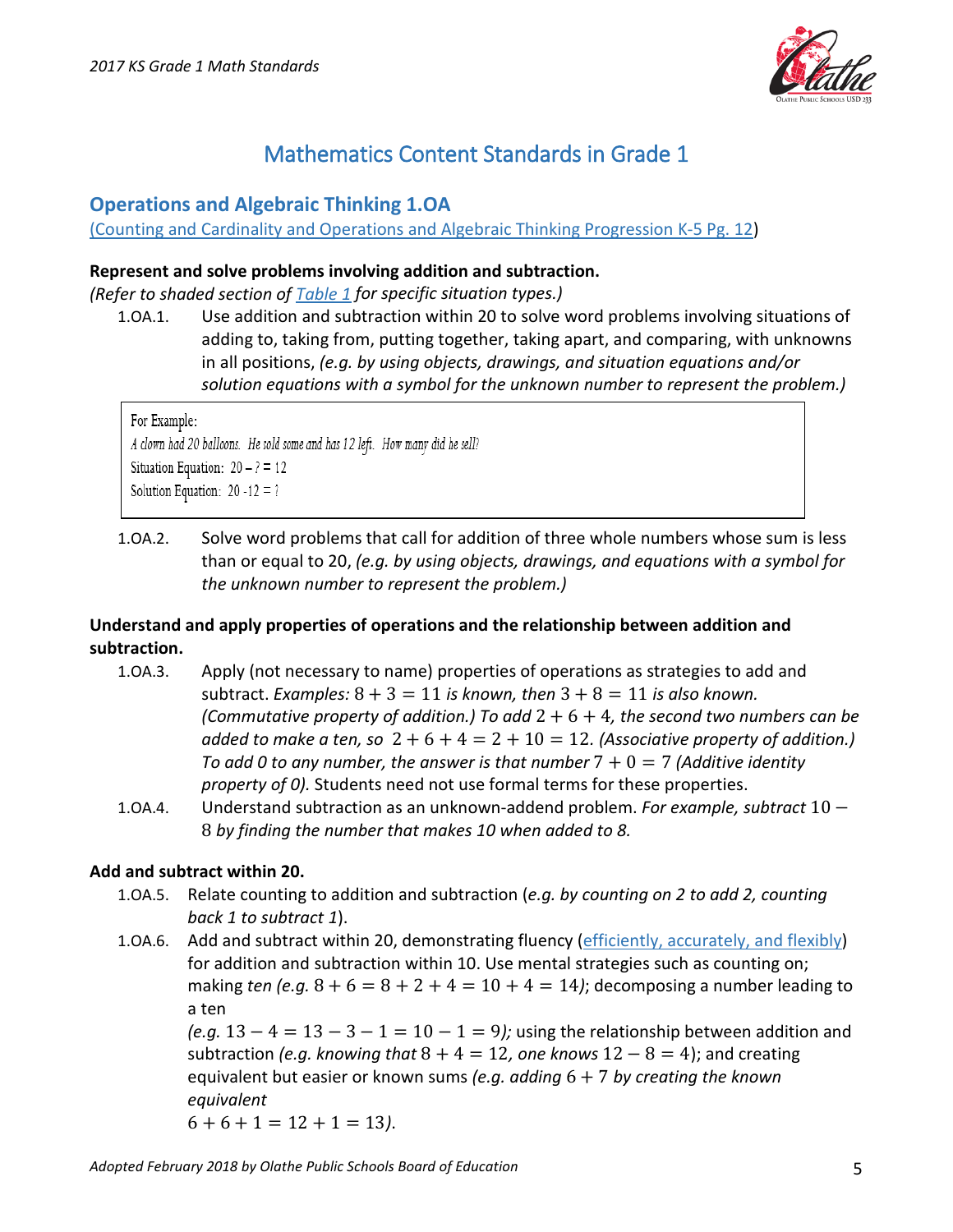# Mathematics Content Standards in Grade 1

## Operations and Algebraic Thinking 1.OA

(Counting and Cardinality and Operations and Algebraic Thinking Progression K-5 Pg. 12)

**Represent and solve problems involving addition and subtraction.**

*(Refer to shaded section of Table 1 for specific situation types.)*

1.OA.1. Use addition and subtraction within 20 to solve word problems involving situations of adding to, taking from, putting together, taking apart, and comparing, with unknowns in all positions, *(e.g. by using objects, drawings, and situation equations and/or solution equations with a symbol for the unknown number to represent the problem.)*

> For Example:
> *A clown had 20 balloons. He sold some and has 12 left. How many did he sell?*
> Situation Equation: $20 - ? = 12$
> Solution Equation: $20 - 12 = ?$

1.OA.2. Solve word problems that call for addition of three whole numbers whose sum is less than or equal to 20, *(e.g. by using objects, drawings, and equations with a symbol for the unknown number to represent the problem.)*

**Understand and apply properties of operations and the relationship between addition and subtraction.**

1.OA.3. Apply (not necessary to name) properties of operations as strategies to add and subtract. *Examples:* $8 + 3 = 11$ *is known, then* $3 + 8 = 11$ *is also known. (Commutative property of addition.) To add* $2 + 6 + 4$*, the second two numbers can be added to make a ten, so* $2 + 6 + 4 = 2 + 10 = 12$*. (Associative property of addition.) To add 0 to any number, the answer is that number* $7 + 0 = 7$ *(Additive identity property of 0).* Students need not use formal terms for these properties.

1.OA.4. Understand subtraction as an unknown-addend problem. *For example, subtract* $10 - 8$ *by finding the number that makes 10 when added to 8.*

**Add and subtract within 20.**

1.OA.5. Relate counting to addition and subtraction (*e.g. by counting on 2 to add 2, counting back 1 to subtract 1*).

1.OA.6. Add and subtract within 20, demonstrating fluency (efficiently, accurately, and flexibly) for addition and subtraction within 10. Use mental strategies such as counting on; making *ten (e.g.* $8 + 6 = 8 + 2 + 4 = 10 + 4 = 14$*)*; decomposing a number leading to a ten *(e.g.* $13 - 4 = 13 - 3 - 1 = 10 - 1 = 9$*);* using the relationship between addition and subtraction *(e.g. knowing that* $8 + 4 = 12$*, one knows* $12 - 8 = 4$); and creating equivalent but easier or known sums *(e.g. adding* $6 + 7$ *by creating the known equivalent* $6 + 6 + 1 = 12 + 1 = 13$*).*

*Adopted February 2018 by Olathe Public Schools Board of Education*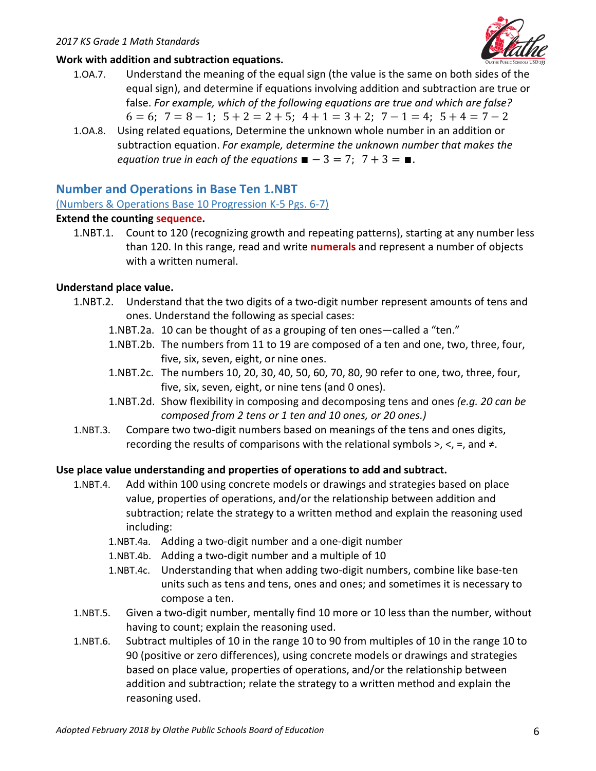**Work with addition and subtraction equations.**

1.OA.7. Understand the meaning of the equal sign (the value is the same on both sides of the equal sign), and determine if equations involving addition and subtraction are true or false. *For example, which of the following equations are true and which are false?* $6 = 6;\ 7 = 8 - 1;\ 5 + 2 = 2 + 5;\ 4 + 1 = 3 + 2;\ 7 - 1 = 4;\ 5 + 4 = 7 - 2$

1.OA.8. Using related equations, Determine the unknown whole number in an addition or subtraction equation. *For example, determine the unknown number that makes the equation true in each of the equations* $\blacksquare - 3 = 7;\ 7 + 3 = \blacksquare$.

## Number and Operations in Base Ten 1.NBT

(Numbers & Operations Base 10 Progression K-5 Pgs. 6-7)

**Extend the counting sequence.**

1.NBT.1. Count to 120 (recognizing growth and repeating patterns), starting at any number less than 120. In this range, read and write **numerals** and represent a number of objects with a written numeral.

**Understand place value.**

1.NBT.2. Understand that the two digits of a two-digit number represent amounts of tens and ones. Understand the following as special cases:

- 1.NBT.2a. 10 can be thought of as a grouping of ten ones—called a "ten."
- 1.NBT.2b. The numbers from 11 to 19 are composed of a ten and one, two, three, four, five, six, seven, eight, or nine ones.
- 1.NBT.2c. The numbers 10, 20, 30, 40, 50, 60, 70, 80, 90 refer to one, two, three, four, five, six, seven, eight, or nine tens (and 0 ones).
- 1.NBT.2d. Show flexibility in composing and decomposing tens and ones *(e.g. 20 can be composed from 2 tens or 1 ten and 10 ones, or 20 ones.)*

1.NBT.3. Compare two two-digit numbers based on meanings of the tens and ones digits, recording the results of comparisons with the relational symbols >, <, =, and ≠.

**Use place value understanding and properties of operations to add and subtract.**

1.NBT.4. Add within 100 using concrete models or drawings and strategies based on place value, properties of operations, and/or the relationship between addition and subtraction; relate the strategy to a written method and explain the reasoning used including:

- 1.NBT.4a. Adding a two-digit number and a one-digit number
- 1.NBT.4b. Adding a two-digit number and a multiple of 10
- 1.NBT.4c. Understanding that when adding two-digit numbers, combine like base-ten units such as tens and tens, ones and ones; and sometimes it is necessary to compose a ten.

1.NBT.5. Given a two-digit number, mentally find 10 more or 10 less than the number, without having to count; explain the reasoning used.

1.NBT.6. Subtract multiples of 10 in the range 10 to 90 from multiples of 10 in the range 10 to 90 (positive or zero differences), using concrete models or drawings and strategies based on place value, properties of operations, and/or the relationship between addition and subtraction; relate the strategy to a written method and explain the reasoning used.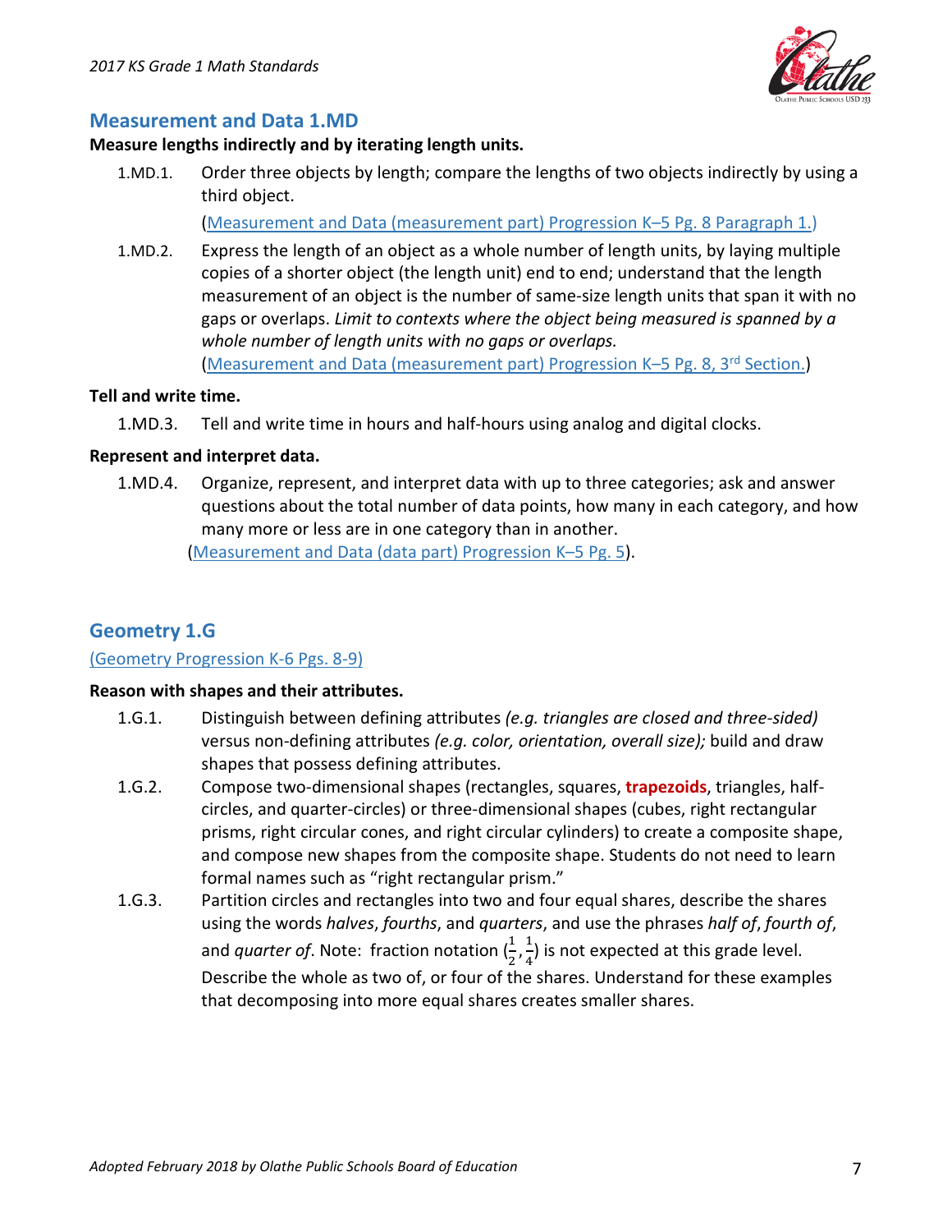## Measurement and Data 1.MD

**Measure lengths indirectly and by iterating length units.**

1.MD.1. Order three objects by length; compare the lengths of two objects indirectly by using a third object.

(Measurement and Data (measurement part) Progression K–5 Pg. 8 Paragraph 1.)

1.MD.2. Express the length of an object as a whole number of length units, by laying multiple copies of a shorter object (the length unit) end to end; understand that the length measurement of an object is the number of same-size length units that span it with no gaps or overlaps. *Limit to contexts where the object being measured is spanned by a whole number of length units with no gaps or overlaps.*
(Measurement and Data (measurement part) Progression K–5 Pg. 8, 3rd Section.)

**Tell and write time.**

1.MD.3. Tell and write time in hours and half-hours using analog and digital clocks.

**Represent and interpret data.**

1.MD.4. Organize, represent, and interpret data with up to three categories; ask and answer questions about the total number of data points, how many in each category, and how many more or less are in one category than in another.
(Measurement and Data (data part) Progression K–5 Pg. 5).

## Geometry 1.G

(Geometry Progression K-6 Pgs. 8-9)

**Reason with shapes and their attributes.**

1.G.1. Distinguish between defining attributes *(e.g. triangles are closed and three-sided)* versus non-defining attributes *(e.g. color, orientation, overall size);* build and draw shapes that possess defining attributes.

1.G.2. Compose two-dimensional shapes (rectangles, squares, **trapezoids**, triangles, half-circles, and quarter-circles) or three-dimensional shapes (cubes, right rectangular prisms, right circular cones, and right circular cylinders) to create a composite shape, and compose new shapes from the composite shape. Students do not need to learn formal names such as “right rectangular prism.”

1.G.3. Partition circles and rectangles into two and four equal shares, describe the shares using the words *halves*, *fourths*, and *quarters*, and use the phrases *half of*, *fourth of*, and *quarter of*. Note: fraction notation ($\frac{1}{2}$, $\frac{1}{4}$) is not expected at this grade level. Describe the whole as two of, or four of the shares. Understand for these examples that decomposing into more equal shares creates smaller shares.